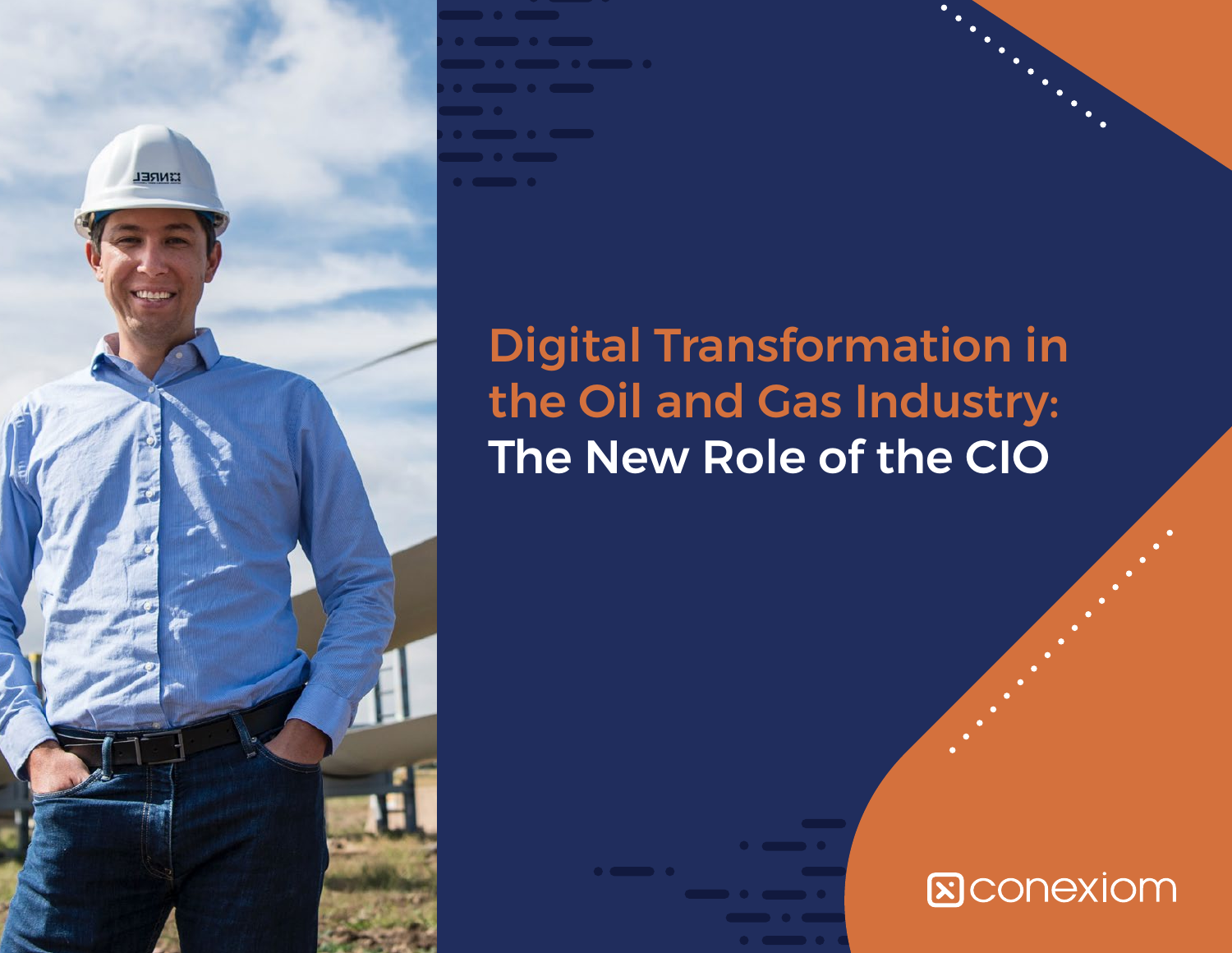# Digital Transformation in the Oil and Gas Industry: The New Role of the CIO

conexiom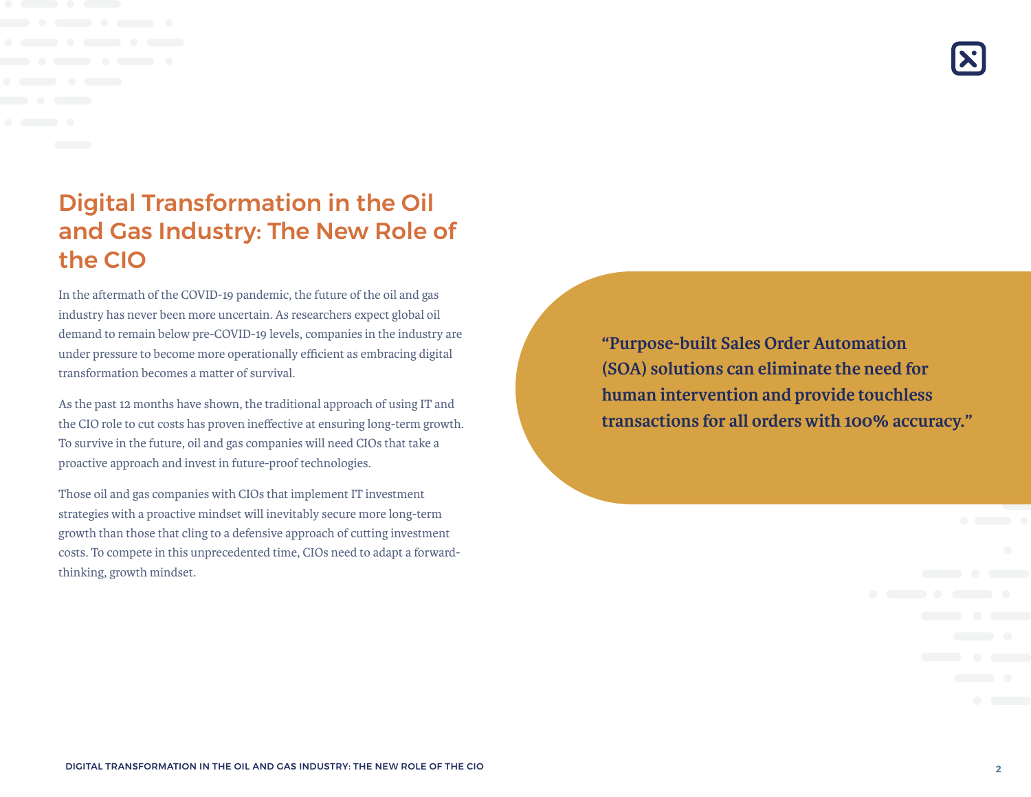# Digital Transformation in the Oil and Gas Industry: The New Role of the CIO

In the aftermath of the COVID-19 pandemic, the future of the oil and gas industry has never been more uncertain. As researchers expect global oil demand to remain below pre-COVID-19 levels, companies in the industry are under pressure to become more operationally efficient as embracing digital transformation becomes a matter of survival.

As the past 12 months have shown, the traditional approach of using IT and the CIO role to cut costs has proven ineffective at ensuring long-term growth. To survive in the future, oil and gas companies will need CIOs that take a proactive approach and invest in future-proof technologies.

Those oil and gas companies with CIOs that implement IT investment strategies with a proactive mindset will inevitably secure more long-term growth than those that cling to a defensive approach of cutting investment costs. To compete in this unprecedented time, CIOs need to adapt a forward-thinking, growth mindset.

> **"Purpose-built Sales Order Automation (SOA) solutions can eliminate the need for human intervention and provide touchless transactions for all orders with 100% accuracy."**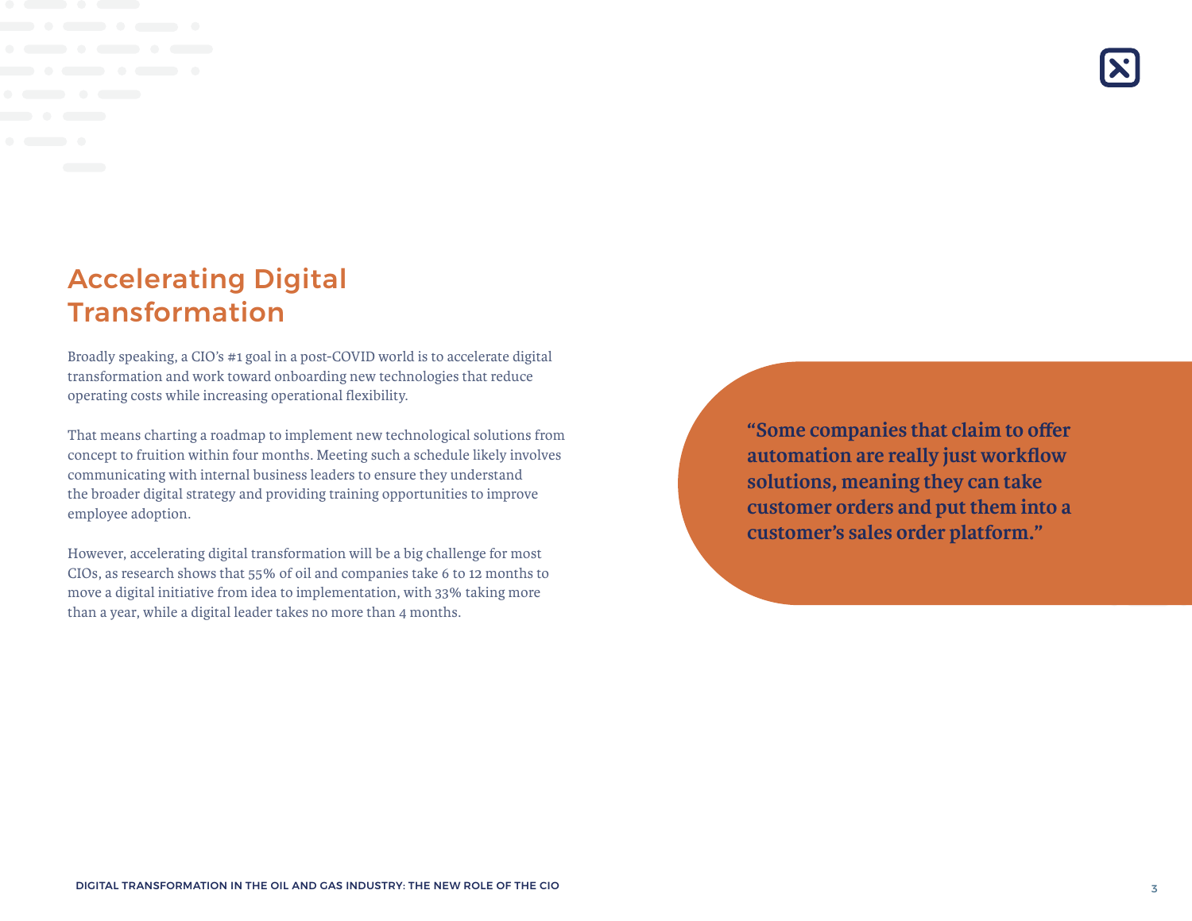## Accelerating Digital Transformation

Broadly speaking, a CIO's #1 goal in a post-COVID world is to accelerate digital transformation and work toward onboarding new technologies that reduce operating costs while increasing operational flexibility.

That means charting a roadmap to implement new technological solutions from concept to fruition within four months. Meeting such a schedule likely involves communicating with internal business leaders to ensure they understand the broader digital strategy and providing training opportunities to improve employee adoption.

However, accelerating digital transformation will be a big challenge for most CIOs, as research shows that 55% of oil and companies take 6 to 12 months to move a digital initiative from idea to implementation, with 33% taking more than a year, while a digital leader takes no more than 4 months.

> **"Some companies that claim to offer automation are really just workflow solutions, meaning they can take customer orders and put them into a customer's sales order platform."**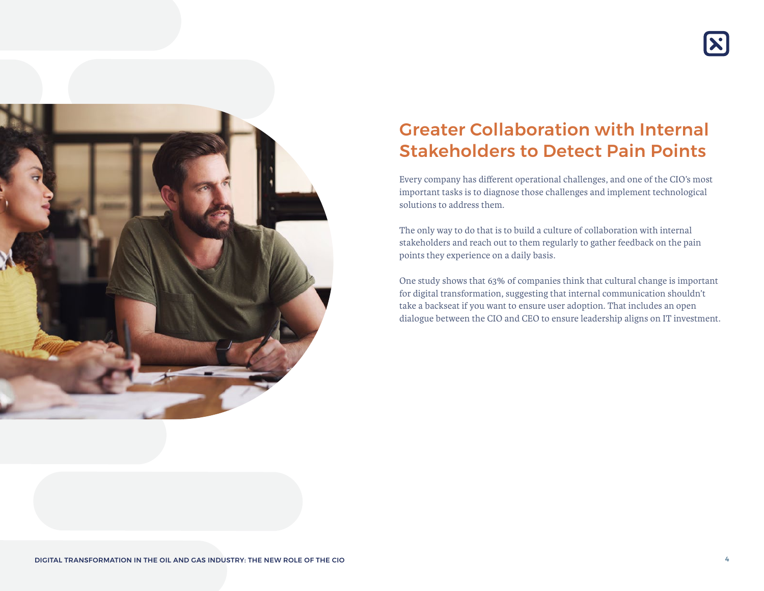## Greater Collaboration with Internal Stakeholders to Detect Pain Points

Every company has different operational challenges, and one of the CIO's most important tasks is to diagnose those challenges and implement technological solutions to address them.

The only way to do that is to build a culture of collaboration with internal stakeholders and reach out to them regularly to gather feedback on the pain points they experience on a daily basis.

One study shows that 63% of companies think that cultural change is important for digital transformation, suggesting that internal communication shouldn't take a backseat if you want to ensure user adoption. That includes an open dialogue between the CIO and CEO to ensure leadership aligns on IT investment.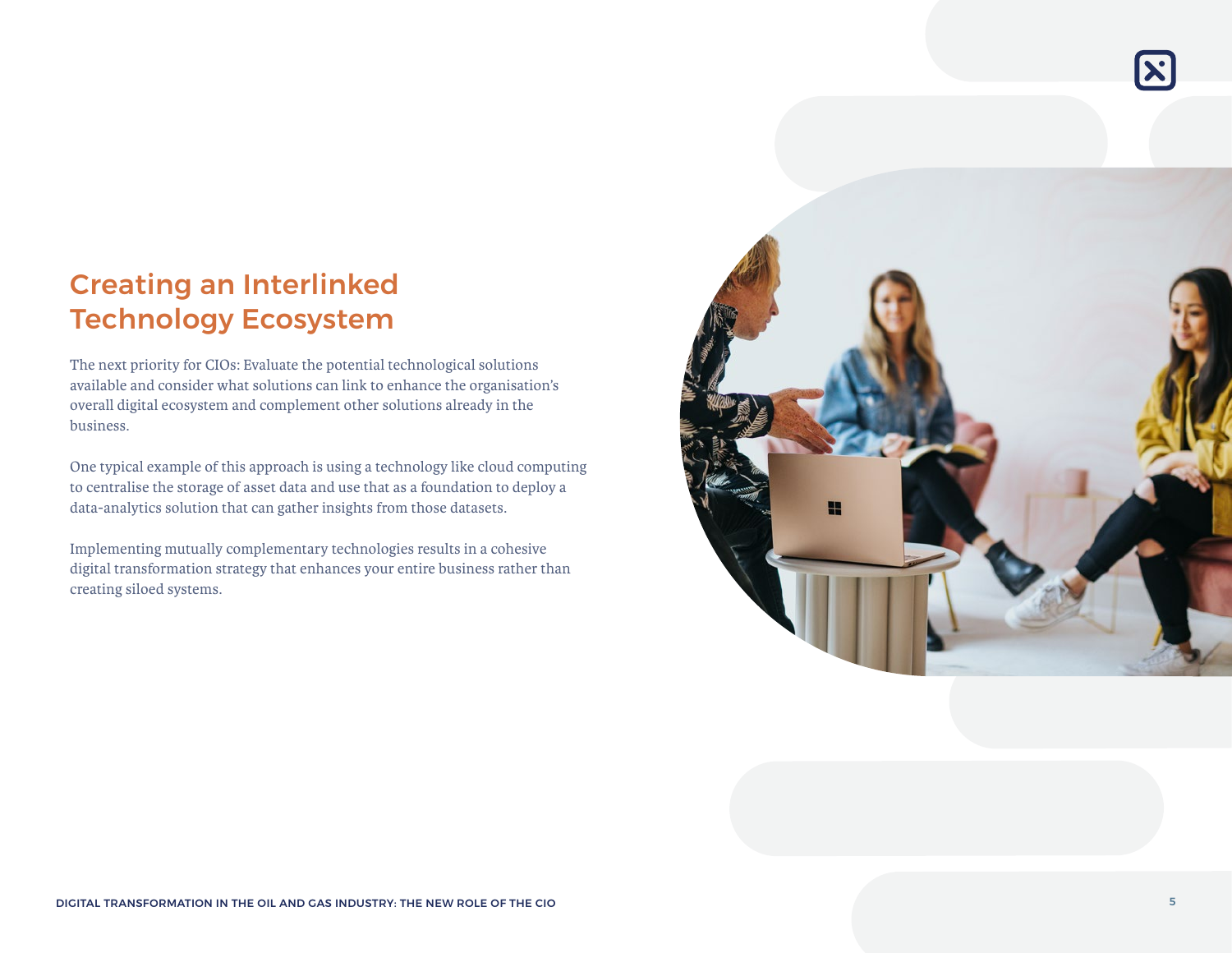## Creating an Interlinked Technology Ecosystem

The next priority for CIOs: Evaluate the potential technological solutions available and consider what solutions can link to enhance the organisation's overall digital ecosystem and complement other solutions already in the business.

One typical example of this approach is using a technology like cloud computing to centralise the storage of asset data and use that as a foundation to deploy a data-analytics solution that can gather insights from those datasets.

Implementing mutually complementary technologies results in a cohesive digital transformation strategy that enhances your entire business rather than creating siloed systems.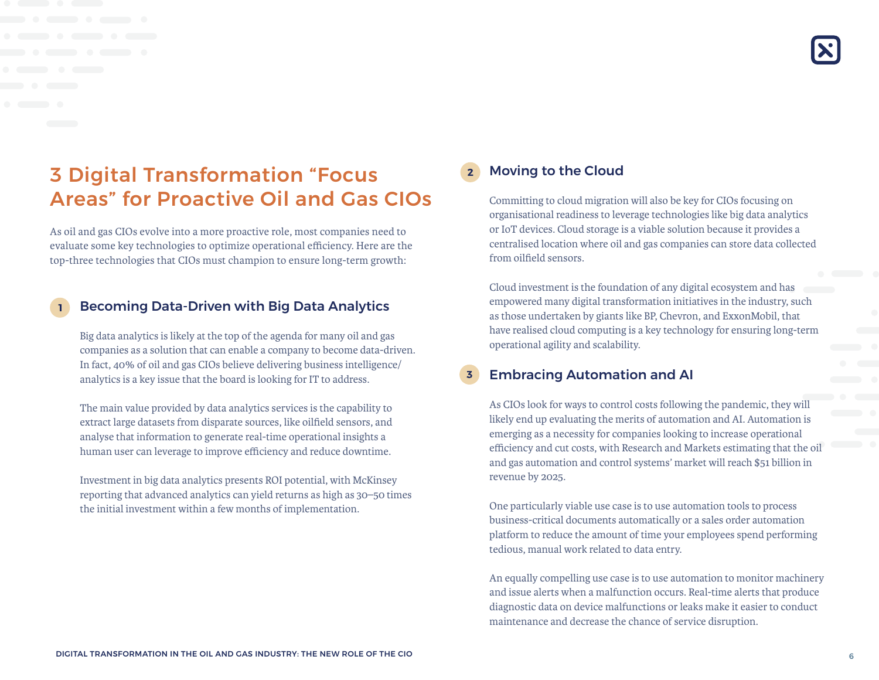# 3 Digital Transformation "Focus Areas" for Proactive Oil and Gas CIOs

As oil and gas CIOs evolve into a more proactive role, most companies need to evaluate some key technologies to optimize operational efficiency. Here are the top-three technologies that CIOs must champion to ensure long-term growth:

## 1 Becoming Data-Driven with Big Data Analytics

Big data analytics is likely at the top of the agenda for many oil and gas companies as a solution that can enable a company to become data-driven. In fact, 40% of oil and gas CIOs believe delivering business intelligence/analytics is a key issue that the board is looking for IT to address.

The main value provided by data analytics services is the capability to extract large datasets from disparate sources, like oilfield sensors, and analyse that information to generate real-time operational insights a human user can leverage to improve efficiency and reduce downtime.

Investment in big data analytics presents ROI potential, with McKinsey reporting that advanced analytics can yield returns as high as 30–50 times the initial investment within a few months of implementation.

## 2 Moving to the Cloud

Committing to cloud migration will also be key for CIOs focusing on organisational readiness to leverage technologies like big data analytics or IoT devices. Cloud storage is a viable solution because it provides a centralised location where oil and gas companies can store data collected from oilfield sensors.

Cloud investment is the foundation of any digital ecosystem and has empowered many digital transformation initiatives in the industry, such as those undertaken by giants like BP, Chevron, and ExxonMobil, that have realised cloud computing is a key technology for ensuring long-term operational agility and scalability.

## 3 Embracing Automation and AI

As CIOs look for ways to control costs following the pandemic, they will likely end up evaluating the merits of automation and AI. Automation is emerging as a necessity for companies looking to increase operational efficiency and cut costs, with Research and Markets estimating that the oil and gas automation and control systems' market will reach $51 billion in revenue by 2025.

One particularly viable use case is to use automation tools to process business-critical documents automatically or a sales order automation platform to reduce the amount of time your employees spend performing tedious, manual work related to data entry.

An equally compelling use case is to use automation to monitor machinery and issue alerts when a malfunction occurs. Real-time alerts that produce diagnostic data on device malfunctions or leaks make it easier to conduct maintenance and decrease the chance of service disruption.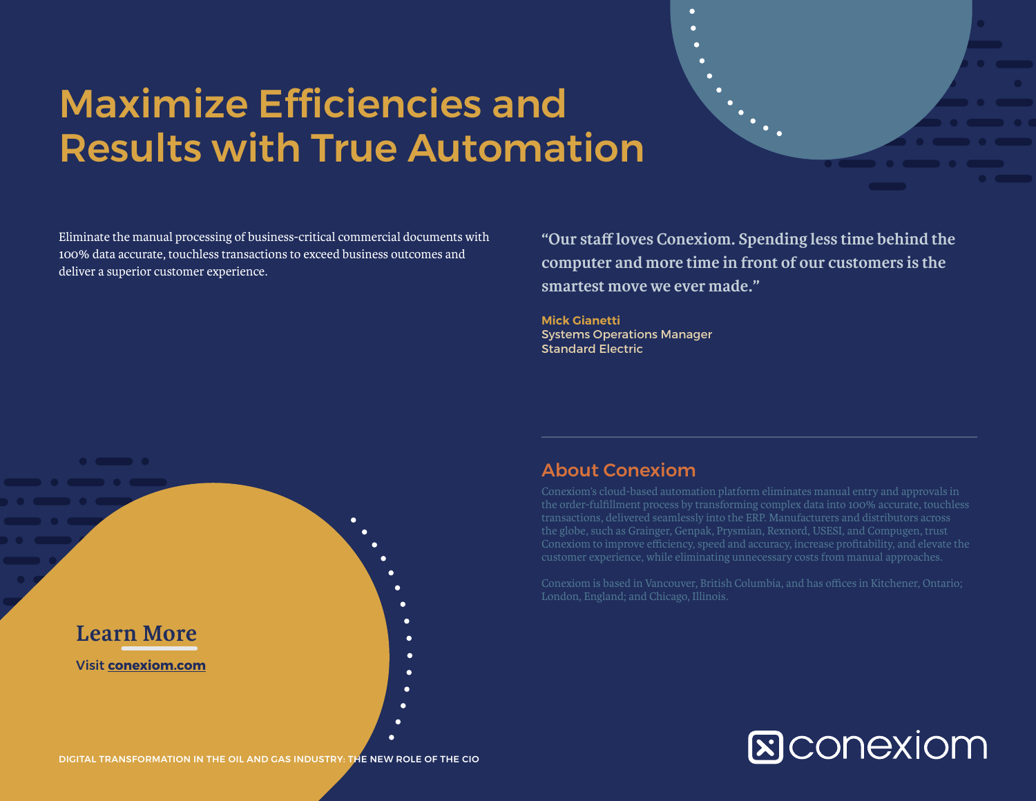# Maximize Efficiencies and Results with True Automation

Eliminate the manual processing of business-critical commercial documents with 100% data accurate, touchless transactions to exceed business outcomes and deliver a superior customer experience.

"Our staff loves Conexiom. Spending less time behind the computer and more time in front of our customers is the smartest move we ever made."

**Mick Gianetti**
Systems Operations Manager
Standard Electric

## Learn More

Visit **conexiom.com**

## About Conexiom

Conexiom's cloud-based automation platform eliminates manual entry and approvals in the order-fulfillment process by transforming complex data into 100% accurate, touchless transactions, delivered seamlessly into the ERP. Manufacturers and distributors across the globe, such as Grainger, Genpak, Prysmian, Rexnord, USESI, and Compugen, trust Conexiom to improve efficiency, speed and accuracy, increase profitability, and elevate the customer experience, while eliminating unnecessary costs from manual approaches.

Conexiom is based in Vancouver, British Columbia, and has offices in Kitchener, Ontario; London, England; and Chicago, Illinois.

conexiom